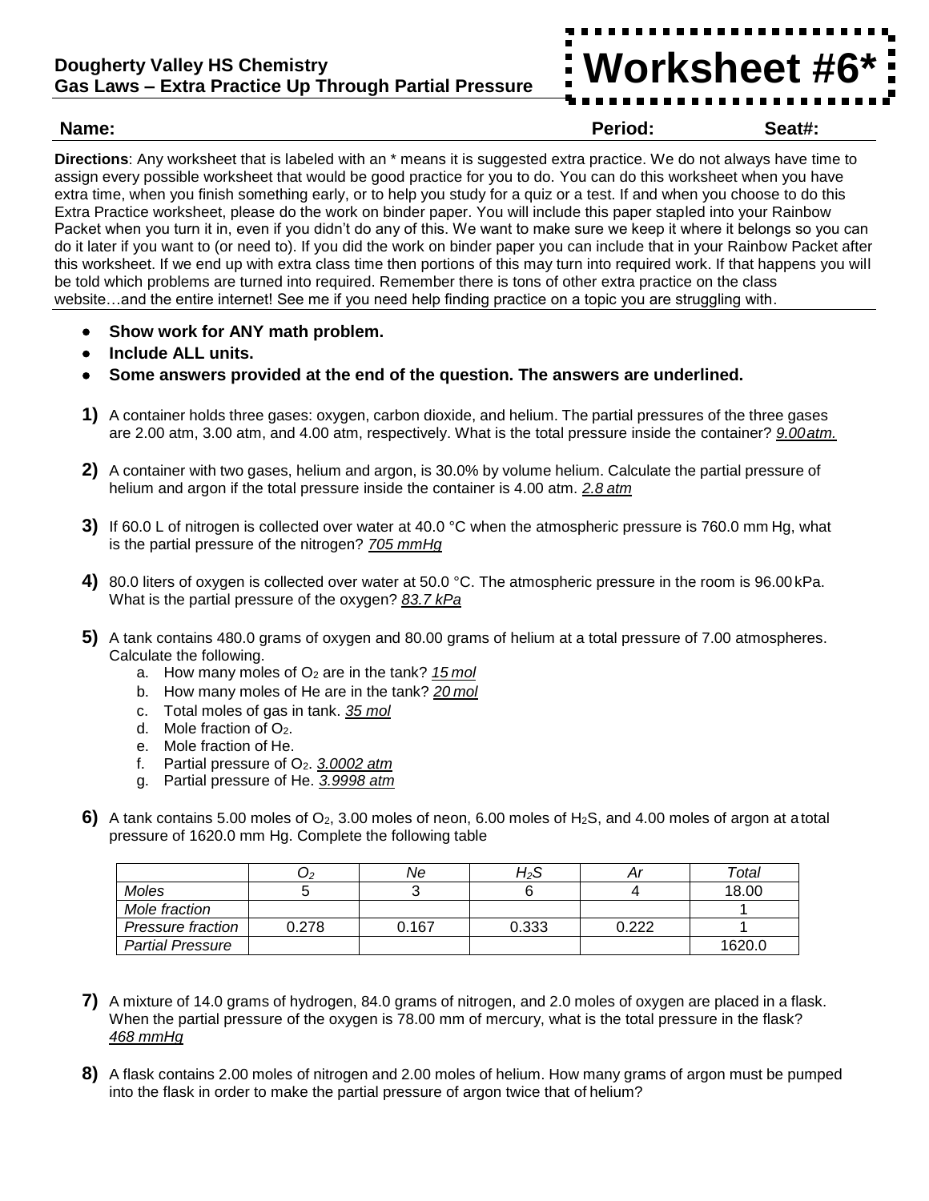**Dougherty Valley HS Chemistry**
**Gas Laws – Extra Practice Up Through Partial Pressure**

# Worksheet #6*

**Name:** **Period:** **Seat#:**

**Directions**: Any worksheet that is labeled with an * means it is suggested extra practice. We do not always have time to assign every possible worksheet that would be good practice for you to do. You can do this worksheet when you have extra time, when you finish something early, or to help you study for a quiz or a test. If and when you choose to do this Extra Practice worksheet, please do the work on binder paper. You will include this paper stapled into your Rainbow Packet when you turn it in, even if you didn't do any of this. We want to make sure we keep it where it belongs so you can do it later if you want to (or need to). If you did the work on binder paper you can include that in your Rainbow Packet after this worksheet. If we end up with extra class time then portions of this may turn into required work. If that happens you will be told which problems are turned into required. Remember there is tons of other extra practice on the class website…and the entire internet! See me if you need help finding practice on a topic you are struggling with.

- **Show work for ANY math problem.**
- **Include ALL units.**
- **Some answers provided at the end of the question. The answers are underlined.**

**1)** A container holds three gases: oxygen, carbon dioxide, and helium. The partial pressures of the three gases are 2.00 atm, 3.00 atm, and 4.00 atm, respectively. What is the total pressure inside the container? *9.00 atm.*

**2)** A container with two gases, helium and argon, is 30.0% by volume helium. Calculate the partial pressure of helium and argon if the total pressure inside the container is 4.00 atm. *2.8 atm*

**3)** If 60.0 L of nitrogen is collected over water at 40.0 °C when the atmospheric pressure is 760.0 mm Hg, what is the partial pressure of the nitrogen? *705 mmHg*

**4)** 80.0 liters of oxygen is collected over water at 50.0 °C. The atmospheric pressure in the room is 96.00 kPa. What is the partial pressure of the oxygen? *83.7 kPa*

**5)** A tank contains 480.0 grams of oxygen and 80.00 grams of helium at a total pressure of 7.00 atmospheres. Calculate the following.

a. How many moles of $O_2$ are in the tank? *15 mol*
b. How many moles of He are in the tank? *20 mol*
c. Total moles of gas in tank. *35 mol*
d. Mole fraction of $O_2$.
e. Mole fraction of He.
f. Partial pressure of $O_2$. *3.0002 atm*
g. Partial pressure of He. *3.9998 atm*

**6)** A tank contains 5.00 moles of $O_2$, 3.00 moles of neon, 6.00 moles of $H_2S$, and 4.00 moles of argon at a total pressure of 1620.0 mm Hg. Complete the following table

| | $O_2$ | Ne | $H_2S$ | Ar | Total |
|---|---|---|---|---|---|
| Moles | 5 | 3 | 6 | 4 | 18.00 |
| Mole fraction | | | | | 1 |
| Pressure fraction | 0.278 | 0.167 | 0.333 | 0.222 | 1 |
| Partial Pressure | | | | | 1620.0 |

**7)** A mixture of 14.0 grams of hydrogen, 84.0 grams of nitrogen, and 2.0 moles of oxygen are placed in a flask. When the partial pressure of the oxygen is 78.00 mm of mercury, what is the total pressure in the flask? *468 mmHg*

**8)** A flask contains 2.00 moles of nitrogen and 2.00 moles of helium. How many grams of argon must be pumped into the flask in order to make the partial pressure of argon twice that of helium?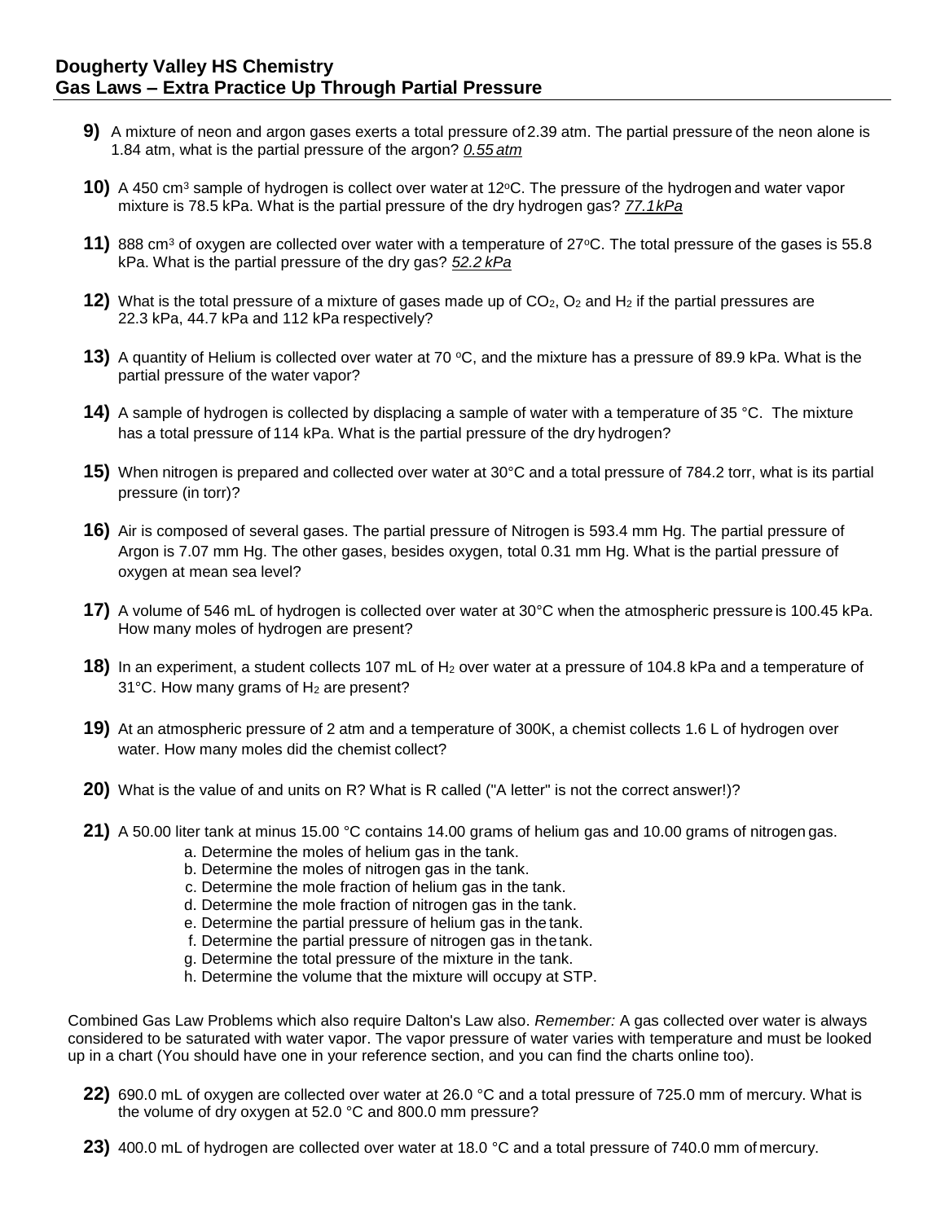## Dougherty Valley HS Chemistry
## Gas Laws – Extra Practice Up Through Partial Pressure

**9)** A mixture of neon and argon gases exerts a total pressure of 2.39 atm. The partial pressure of the neon alone is 1.84 atm, what is the partial pressure of the argon? *<u>0.55 atm</u>*

**10)** A 450 $cm^3$ sample of hydrogen is collect over water at 12$^oC$. The pressure of the hydrogen and water vapor mixture is 78.5 kPa. What is the partial pressure of the dry hydrogen gas? *<u>77.1kPa</u>*

**11)** 888 $cm^3$ of oxygen are collected over water with a temperature of 27$^oC$. The total pressure of the gases is 55.8 kPa. What is the partial pressure of the dry gas? *<u>52.2 kPa</u>*

**12)** What is the total pressure of a mixture of gases made up of $CO_2$, $O_2$ and $H_2$ if the partial pressures are 22.3 kPa, 44.7 kPa and 112 kPa respectively?

**13)** A quantity of Helium is collected over water at 70 $^oC$, and the mixture has a pressure of 89.9 kPa. What is the partial pressure of the water vapor?

**14)** A sample of hydrogen is collected by displacing a sample of water with a temperature of 35 °C. The mixture has a total pressure of 114 kPa. What is the partial pressure of the dry hydrogen?

**15)** When nitrogen is prepared and collected over water at 30°C and a total pressure of 784.2 torr, what is its partial pressure (in torr)?

**16)** Air is composed of several gases. The partial pressure of Nitrogen is 593.4 mm Hg. The partial pressure of Argon is 7.07 mm Hg. The other gases, besides oxygen, total 0.31 mm Hg. What is the partial pressure of oxygen at mean sea level?

**17)** A volume of 546 mL of hydrogen is collected over water at 30°C when the atmospheric pressure is 100.45 kPa. How many moles of hydrogen are present?

**18)** In an experiment, a student collects 107 mL of $H_2$ over water at a pressure of 104.8 kPa and a temperature of 31°C. How many grams of $H_2$ are present?

**19)** At an atmospheric pressure of 2 atm and a temperature of 300K, a chemist collects 1.6 L of hydrogen over water. How many moles did the chemist collect?

**20)** What is the value of and units on R? What is R called ("A letter" is not the correct answer!)?

**21)** A 50.00 liter tank at minus 15.00 °C contains 14.00 grams of helium gas and 10.00 grams of nitrogen gas.

a. Determine the moles of helium gas in the tank.
b. Determine the moles of nitrogen gas in the tank.
c. Determine the mole fraction of helium gas in the tank.
d. Determine the mole fraction of nitrogen gas in the tank.
e. Determine the partial pressure of helium gas in the tank.
f. Determine the partial pressure of nitrogen gas in the tank.
g. Determine the total pressure of the mixture in the tank.
h. Determine the volume that the mixture will occupy at STP.

Combined Gas Law Problems which also require Dalton's Law also. *Remember:* A gas collected over water is always considered to be saturated with water vapor. The vapor pressure of water varies with temperature and must be looked up in a chart (You should have one in your reference section, and you can find the charts online too).

**22)** 690.0 mL of oxygen are collected over water at 26.0 °C and a total pressure of 725.0 mm of mercury. What is the volume of dry oxygen at 52.0 °C and 800.0 mm pressure?

**23)** 400.0 mL of hydrogen are collected over water at 18.0 °C and a total pressure of 740.0 mm of mercury.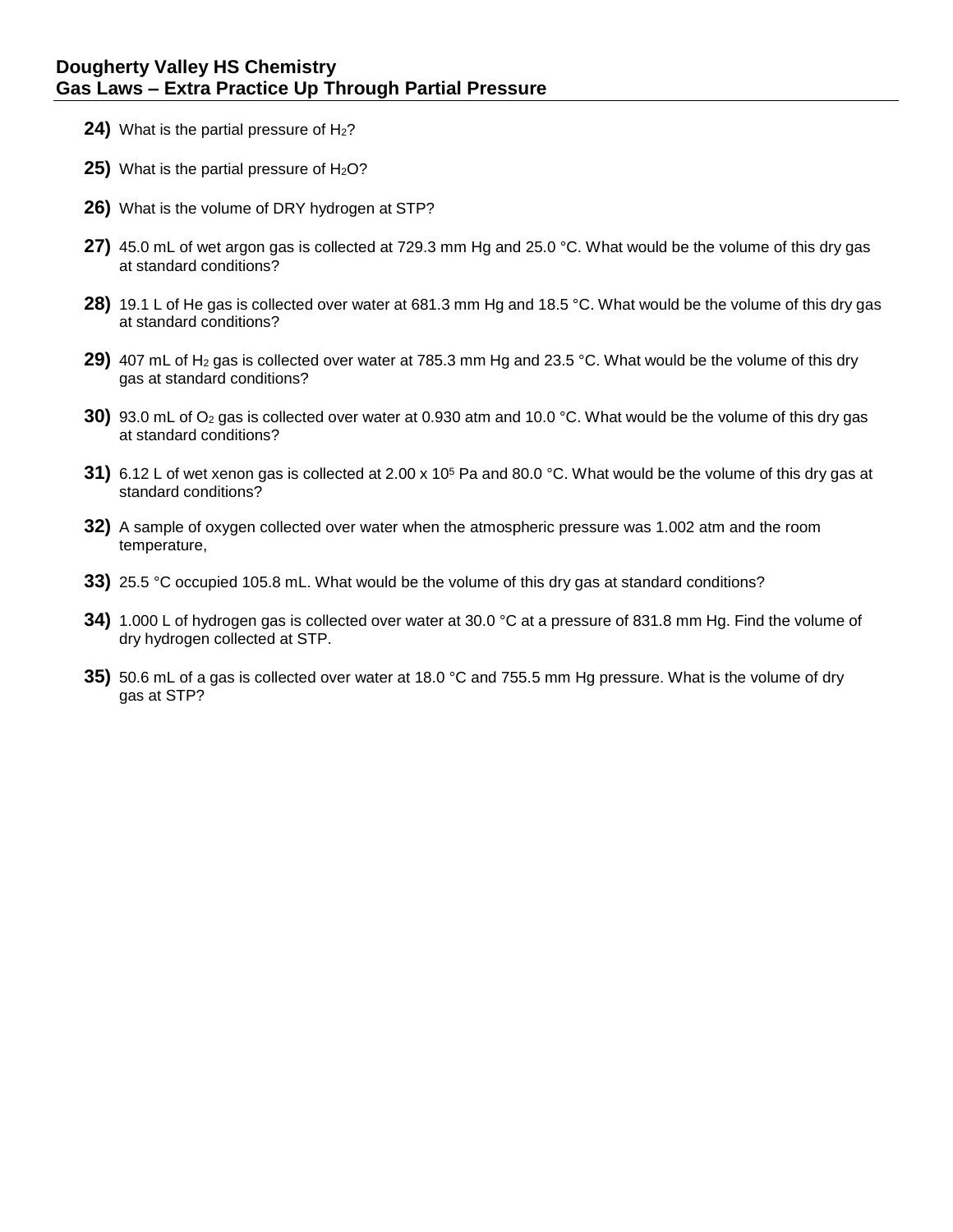24) What is the partial pressure of $H_2$?

25) What is the partial pressure of $H_2O$?

26) What is the volume of DRY hydrogen at STP?

27) 45.0 mL of wet argon gas is collected at 729.3 mm Hg and 25.0 °C. What would be the volume of this dry gas at standard conditions?

28) 19.1 L of He gas is collected over water at 681.3 mm Hg and 18.5 °C. What would be the volume of this dry gas at standard conditions?

29) 407 mL of $H_2$ gas is collected over water at 785.3 mm Hg and 23.5 °C. What would be the volume of this dry gas at standard conditions?

30) 93.0 mL of $O_2$ gas is collected over water at 0.930 atm and 10.0 °C. What would be the volume of this dry gas at standard conditions?

31) 6.12 L of wet xenon gas is collected at $2.00 \times 10^5$ Pa and 80.0 °C. What would be the volume of this dry gas at standard conditions?

32) A sample of oxygen collected over water when the atmospheric pressure was 1.002 atm and the room temperature,

33) 25.5 °C occupied 105.8 mL. What would be the volume of this dry gas at standard conditions?

34) 1.000 L of hydrogen gas is collected over water at 30.0 °C at a pressure of 831.8 mm Hg. Find the volume of dry hydrogen collected at STP.

35) 50.6 mL of a gas is collected over water at 18.0 °C and 755.5 mm Hg pressure. What is the volume of dry gas at STP?